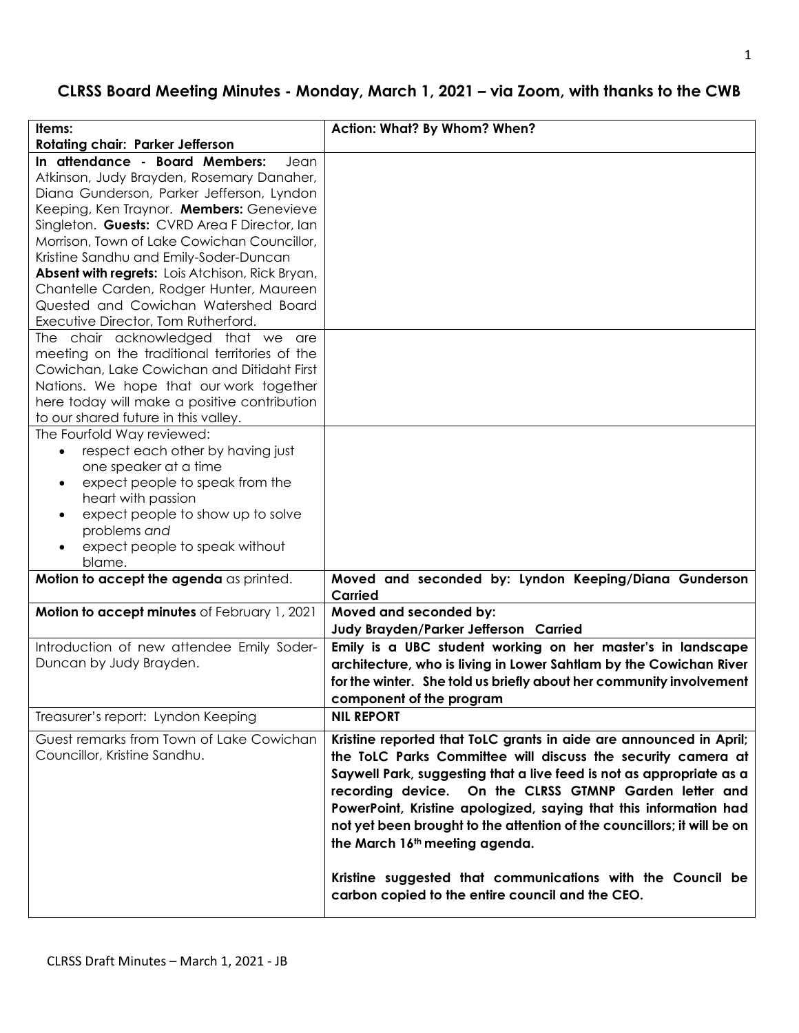## CLRSS Board Meeting Minutes - Monday, March 1, 2021 – via Zoom, with thanks to the CWB

| Items: **Rotating chair: Parker Jefferson** | **Action: What? By Whom? When?** |
|---|---|
| **In attendance - Board Members:** Jean Atkinson, Judy Brayden, Rosemary Danaher, Diana Gunderson, Parker Jefferson, Lyndon Keeping, Ken Traynor. **Members:** Genevieve Singleton. **Guests:** CVRD Area F Director, Ian Morrison, Town of Lake Cowichan Councillor, Kristine Sandhu and Emily-Soder-Duncan **Absent with regrets:** Lois Atchison, Rick Bryan, Chantelle Carden, Rodger Hunter, Maureen Quested and Cowichan Watershed Board Executive Director, Tom Rutherford. | |
| The chair acknowledged that we are meeting on the traditional territories of the Cowichan, Lake Cowichan and Ditidaht First Nations. We hope that our work together here today will make a positive contribution to our shared future in this valley. | |
| The Fourfold Way reviewed: <br>• respect each other by having just one speaker at a time <br>• expect people to speak from the heart with passion <br>• expect people to show up to solve problems *and* <br>• expect people to speak without blame. | |
| **Motion to accept the agenda** as printed. | **Moved and seconded by: Lyndon Keeping/Diana Gunderson Carried** |
| **Motion to accept minutes** of February 1, 2021 | **Moved and seconded by: Judy Brayden/Parker Jefferson Carried** |
| Introduction of new attendee Emily Soder-Duncan by Judy Brayden. | **Emily is a UBC student working on her master's in landscape architecture, who is living in Lower Sahtlam by the Cowichan River for the winter. She told us briefly about her community involvement component of the program** |
| Treasurer's report: Lyndon Keeping | **NIL REPORT** |
| Guest remarks from Town of Lake Cowichan Councillor, Kristine Sandhu. | **Kristine reported that ToLC grants in aide are announced in April; the ToLC Parks Committee will discuss the security camera at Saywell Park, suggesting that a live feed is not as appropriate as a recording device. On the CLRSS GTMNP Garden letter and PowerPoint, Kristine apologized, saying that this information had not yet been brought to the attention of the councillors; it will be on the March 16th meeting agenda.** <br><br> **Kristine suggested that communications with the Council be carbon copied to the entire council and the CEO.** |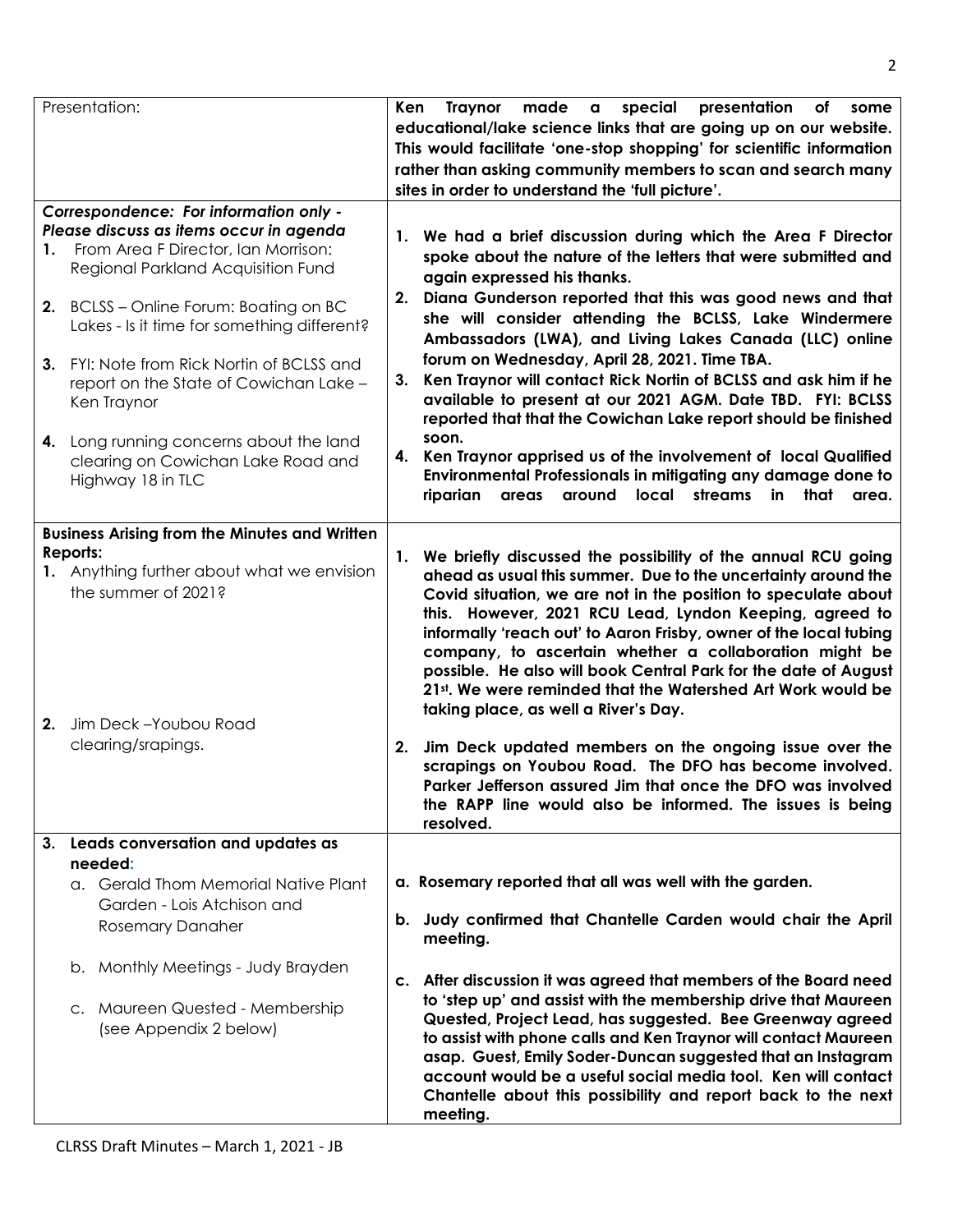| Presentation: | **Ken Traynor made a special presentation of some educational/lake science links that are going up on our website. This would facilitate 'one-stop shopping' for scientific information rather than asking community members to scan and search many sites in order to understand the 'full picture'.** |
|---|---|
| ***Correspondence: For information only - Please discuss as items occur in agenda***<br>1. From Area F Director, Ian Morrison: Regional Parkland Acquisition Fund<br>2. BCLSS – Online Forum: Boating on BC Lakes - Is it time for something different?<br>3. FYI: Note from Rick Nortin of BCLSS and report on the State of Cowichan Lake – Ken Traynor<br>4. Long running concerns about the land clearing on Cowichan Lake Road and Highway 18 in TLC | **1. We had a brief discussion during which the Area F Director spoke about the nature of the letters that were submitted and again expressed his thanks.**<br>**2. Diana Gunderson reported that this was good news and that she will consider attending the BCLSS, Lake Windermere Ambassadors (LWA), and Living Lakes Canada (LLC) online forum on Wednesday, April 28, 2021. Time TBA.**<br>**3. Ken Traynor will contact Rick Nortin of BCLSS and ask him if he available to present at our 2021 AGM. Date TBD. FYI: BCLSS reported that that the Cowichan Lake report should be finished soon.**<br>**4. Ken Traynor apprised us of the involvement of local Qualified Environmental Professionals in mitigating any damage done to riparian areas around local streams in that area.** |
| **Business Arising from the Minutes and Written Reports:**<br>1. Anything further about what we envision the summer of 2021?<br>2. Jim Deck –Youbou Road clearing/srapings. | **1. We briefly discussed the possibility of the annual RCU going ahead as usual this summer. Due to the uncertainty around the Covid situation, we are not in the position to speculate about this. However, 2021 RCU Lead, Lyndon Keeping, agreed to informally 'reach out' to Aaron Frisby, owner of the local tubing company, to ascertain whether a collaboration might be possible. He also will book Central Park for the date of August 21st. We were reminded that the Watershed Art Work would be taking place, as well a River's Day.**<br>**2. Jim Deck updated members on the ongoing issue over the scrapings on Youbou Road. The DFO has become involved. Parker Jefferson assured Jim that once the DFO was involved the RAPP line would also be informed. The issues is being resolved.** |
| **3. Leads conversation and updates as needed:**<br>a. Gerald Thom Memorial Native Plant Garden - Lois Atchison and Rosemary Danaher<br>b. Monthly Meetings - Judy Brayden<br>c. Maureen Quested - Membership (see Appendix 2 below) | **a. Rosemary reported that all was well with the garden.**<br>**b. Judy confirmed that Chantelle Carden would chair the April meeting.**<br>**c. After discussion it was agreed that members of the Board need to 'step up' and assist with the membership drive that Maureen Quested, Project Lead, has suggested. Bee Greenway agreed to assist with phone calls and Ken Traynor will contact Maureen asap. Guest, Emily Soder-Duncan suggested that an Instagram account would be a useful social media tool. Ken will contact Chantelle about this possibility and report back to the next meeting.** |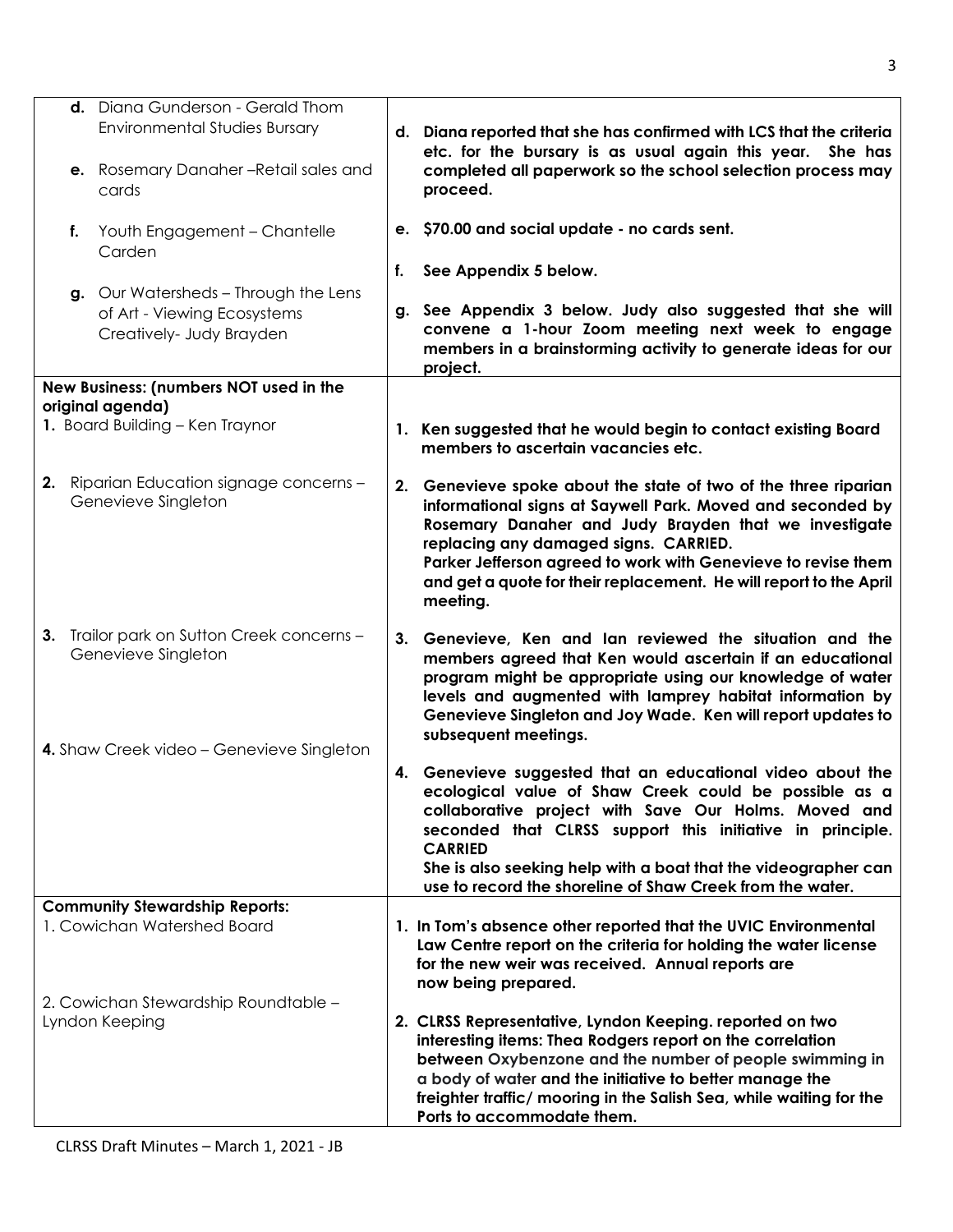| | |
|---|---|
| **d.** Diana Gunderson - Gerald Thom Environmental Studies Bursary<br><br>**e.** Rosemary Danaher –Retail sales and cards<br><br>**f.** Youth Engagement – Chantelle Carden<br><br>**g.** Our Watersheds – Through the Lens of Art - Viewing Ecosystems Creatively- Judy Brayden | **d. Diana reported that she has confirmed with LCS that the criteria etc. for the bursary is as usual again this year. She has completed all paperwork so the school selection process may proceed.**<br><br>**e. $70.00 and social update - no cards sent.**<br><br>**f. See Appendix 5 below.**<br><br>**g. See Appendix 3 below. Judy also suggested that she will convene a 1-hour Zoom meeting next week to engage members in a brainstorming activity to generate ideas for our project.** |
| **New Business: (numbers NOT used in the original agenda)**<br>**1.** Board Building – Ken Traynor<br><br>**2.** Riparian Education signage concerns – Genevieve Singleton<br><br>**3.** Trailor park on Sutton Creek concerns – Genevieve Singleton<br><br>**4.** Shaw Creek video – Genevieve Singleton | **1. Ken suggested that he would begin to contact existing Board members to ascertain vacancies etc.**<br><br>**2. Genevieve spoke about the state of two of the three riparian informational signs at Saywell Park. Moved and seconded by Rosemary Danaher and Judy Brayden that we investigate replacing any damaged signs. CARRIED.**<br>**Parker Jefferson agreed to work with Genevieve to revise them and get a quote for their replacement. He will report to the April meeting.**<br><br>**3. Genevieve, Ken and Ian reviewed the situation and the members agreed that Ken would ascertain if an educational program might be appropriate using our knowledge of water levels and augmented with lamprey habitat information by Genevieve Singleton and Joy Wade. Ken will report updates to subsequent meetings.**<br><br>**4. Genevieve suggested that an educational video about the ecological value of Shaw Creek could be possible as a collaborative project with Save Our Holms. Moved and seconded that CLRSS support this initiative in principle. CARRIED**<br>**She is also seeking help with a boat that the videographer can use to record the shoreline of Shaw Creek from the water.** |
| **Community Stewardship Reports:**<br>1. Cowichan Watershed Board<br><br>2. Cowichan Stewardship Roundtable – Lyndon Keeping | **1. In Tom's absence other reported that the UVIC Environmental Law Centre report on the criteria for holding the water license for the new weir was received. Annual reports are now being prepared.**<br><br>**2. CLRSS Representative, Lyndon Keeping. reported on two interesting items: Thea Rodgers report on the correlation between** Oxybenzone and the number of people swimming in a body of water **and the initiative to better manage the freighter traffic/ mooring in the Salish Sea, while waiting for the Ports to accommodate them.** |

CLRSS Draft Minutes – March 1, 2021 - JB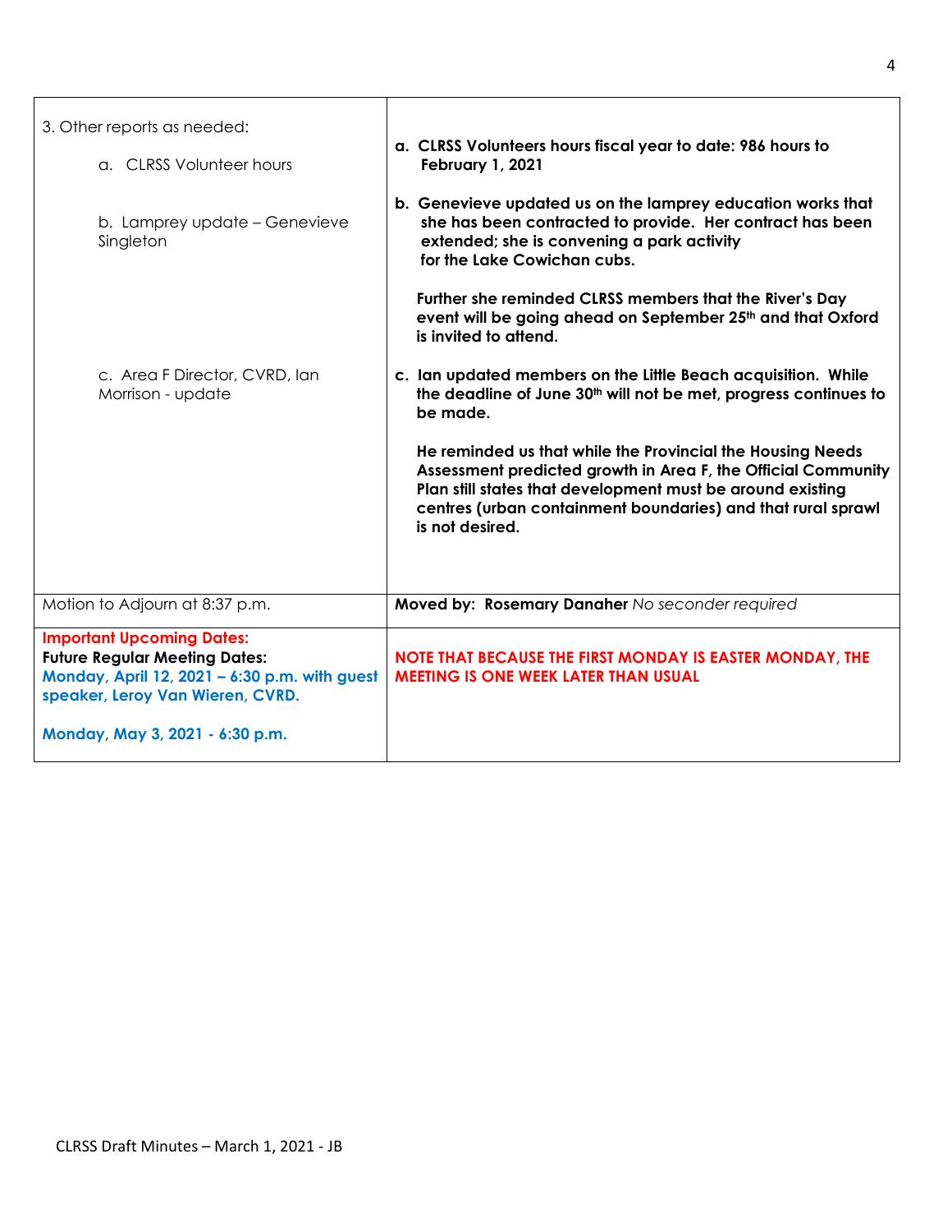| 3. Other reports as needed:<br><br>a. CLRSS Volunteer hours<br><br>b. Lamprey update – Genevieve Singleton<br><br>c. Area F Director, CVRD, Ian Morrison - update | **a. CLRSS Volunteers hours fiscal year to date: 986 hours to February 1, 2021**<br><br>**b. Genevieve updated us on the lamprey education works that she has been contracted to provide. Her contract has been extended; she is convening a park activity for the Lake Cowichan cubs.**<br><br>**Further she reminded CLRSS members that the River's Day event will be going ahead on September 25th and that Oxford is invited to attend.**<br><br>**c. Ian updated members on the Little Beach acquisition. While the deadline of June 30th will not be met, progress continues to be made.**<br><br>**He reminded us that while the Provincial the Housing Needs Assessment predicted growth in Area F, the Official Community Plan still states that development must be around existing centres (urban containment boundaries) and that rural sprawl is not desired.** |
|---|---|
| Motion to Adjourn at 8:37 p.m. | **Moved by: Rosemary Danaher** *No seconder required* |
| **Important Upcoming Dates:**<br>**Future Regular Meeting Dates:**<br>**Monday, April 12, 2021 – 6:30 p.m. with guest speaker, Leroy Van Wieren, CVRD.**<br><br>**Monday, May 3, 2021 - 6:30 p.m.** | **NOTE THAT BECAUSE THE FIRST MONDAY IS EASTER MONDAY, THE MEETING IS ONE WEEK LATER THAN USUAL** |

CLRSS Draft Minutes – March 1, 2021 - JB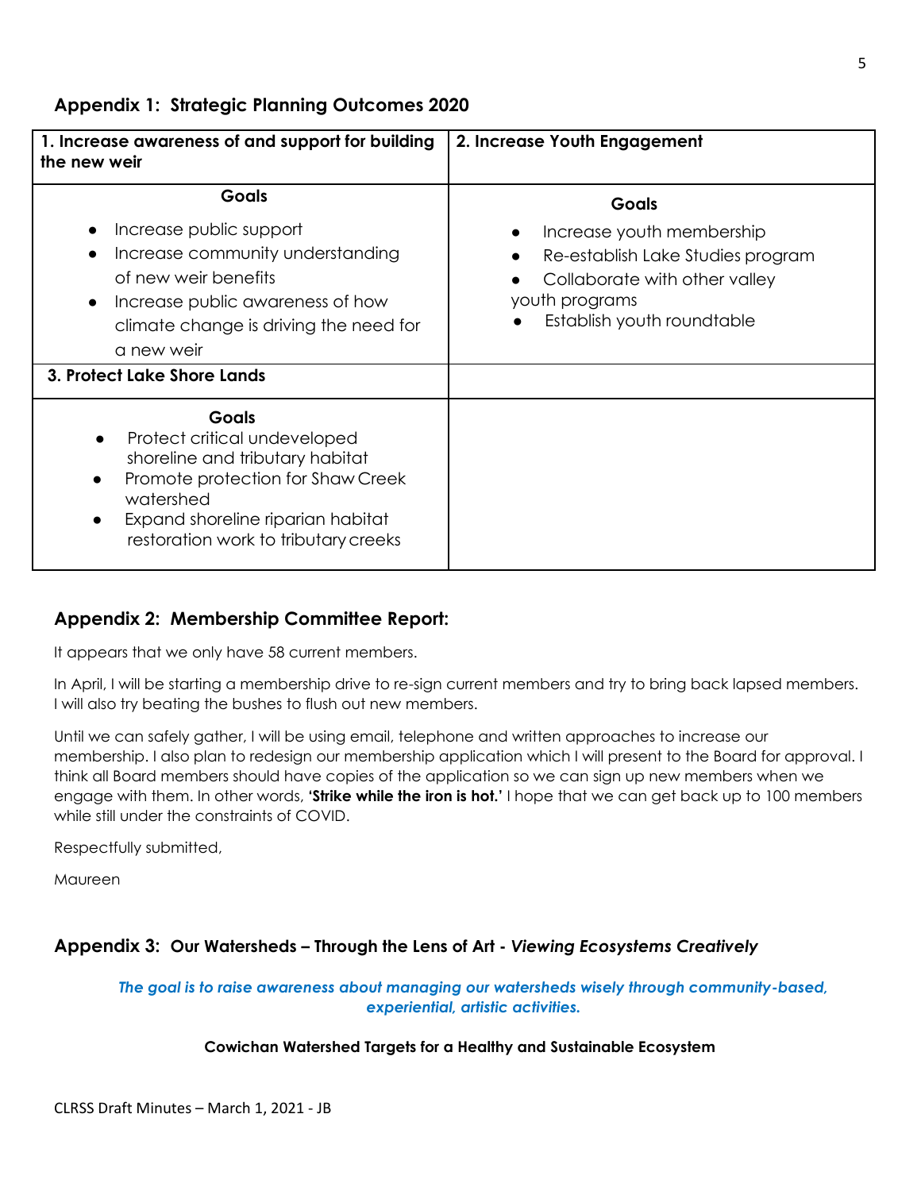## Appendix 1: Strategic Planning Outcomes 2020

| 1. Increase awareness of and support for building the new weir | 2. Increase Youth Engagement |
|---|---|
| **Goals**<br>• Increase public support<br>• Increase community understanding of new weir benefits<br>• Increase public awareness of how climate change is driving the need for a new weir | **Goals**<br>• Increase youth membership<br>• Re-establish Lake Studies program<br>• Collaborate with other valley youth programs<br>• Establish youth roundtable |
| **3. Protect Lake Shore Lands** | |
| **Goals**<br>• Protect critical undeveloped shoreline and tributary habitat<br>• Promote protection for Shaw Creek watershed<br>• Expand shoreline riparian habitat restoration work to tributary creeks | |

## Appendix 2: Membership Committee Report:

It appears that we only have 58 current members.

In April, I will be starting a membership drive to re-sign current members and try to bring back lapsed members. I will also try beating the bushes to flush out new members.

Until we can safely gather, I will be using email, telephone and written approaches to increase our membership. I also plan to redesign our membership application which I will present to the Board for approval. I think all Board members should have copies of the application so we can sign up new members when we engage with them. In other words, **'Strike while the iron is hot.'** I hope that we can get back up to 100 members while still under the constraints of COVID.

Respectfully submitted,

Maureen

## Appendix 3: Our Watersheds – Through the Lens of Art - *Viewing Ecosystems Creatively*

***The goal is to raise awareness about managing our watersheds wisely through community-based, experiential, artistic activities.***

**Cowichan Watershed Targets for a Healthy and Sustainable Ecosystem**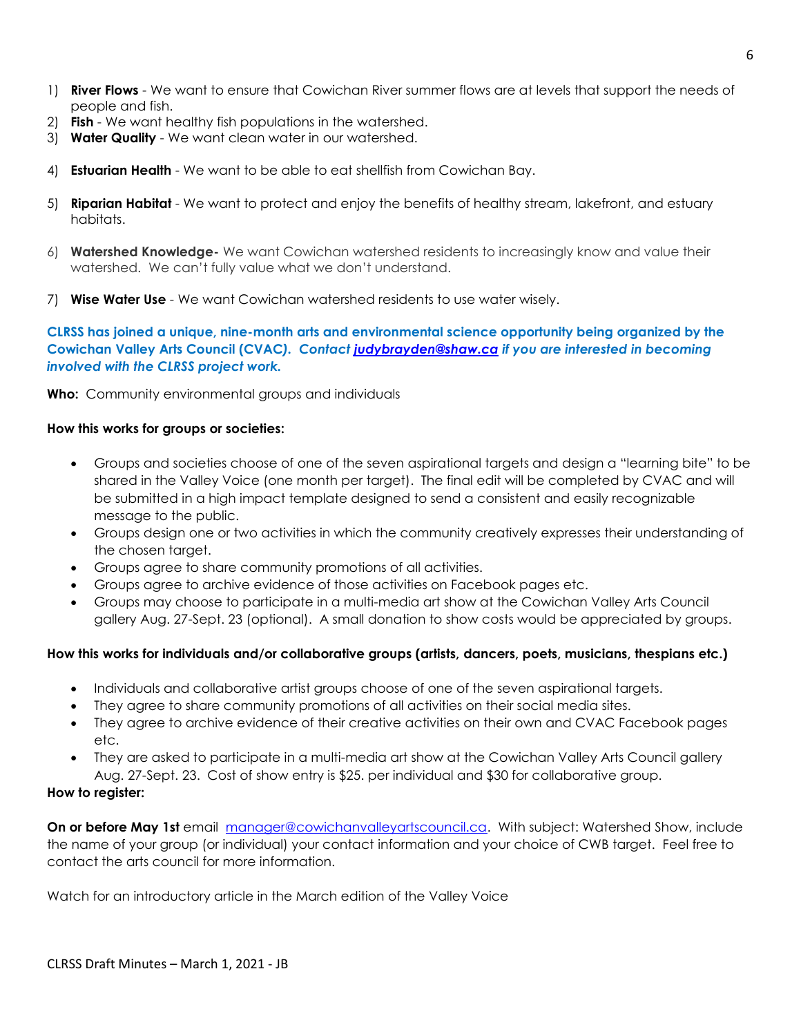1) **River Flows** - We want to ensure that Cowichan River summer flows are at levels that support the needs of people and fish.
2) **Fish** - We want healthy fish populations in the watershed.
3) **Water Quality** - We want clean water in our watershed.
4) **Estuarian Health** - We want to be able to eat shellfish from Cowichan Bay.
5) **Riparian Habitat** - We want to protect and enjoy the benefits of healthy stream, lakefront, and estuary habitats.
6) **Watershed Knowledge-** We want Cowichan watershed residents to increasingly know and value their watershed. We can't fully value what we don't understand.
7) **Wise Water Use** - We want Cowichan watershed residents to use water wisely.

**CLRSS has joined a unique, nine-month arts and environmental science opportunity being organized by the Cowichan Valley Arts Council (CVAC*). Contact [judybrayden@shaw.ca](mailto:judybrayden@shaw.ca) if you are interested in becoming involved with the CLRSS project work.***

**Who:** Community environmental groups and individuals

**How this works for groups or societies:**

- Groups and societies choose of one of the seven aspirational targets and design a "learning bite" to be shared in the Valley Voice (one month per target). The final edit will be completed by CVAC and will be submitted in a high impact template designed to send a consistent and easily recognizable message to the public.
- Groups design one or two activities in which the community creatively expresses their understanding of the chosen target.
- Groups agree to share community promotions of all activities.
- Groups agree to archive evidence of those activities on Facebook pages etc.
- Groups may choose to participate in a multi-media art show at the Cowichan Valley Arts Council gallery Aug. 27-Sept. 23 (optional). A small donation to show costs would be appreciated by groups.

**How this works for individuals and/or collaborative groups (artists, dancers, poets, musicians, thespians etc.)**

- Individuals and collaborative artist groups choose of one of the seven aspirational targets.
- They agree to share community promotions of all activities on their social media sites.
- They agree to archive evidence of their creative activities on their own and CVAC Facebook pages etc.
- They are asked to participate in a multi-media art show at the Cowichan Valley Arts Council gallery Aug. 27-Sept. 23. Cost of show entry is $25. per individual and $30 for collaborative group.

**How to register:**

**On or before May 1st** email [manager@cowichanvalleyartscouncil.ca](mailto:manager@cowichanvalleyartscouncil.ca). With subject: Watershed Show, include the name of your group (or individual) your contact information and your choice of CWB target. Feel free to contact the arts council for more information.

Watch for an introductory article in the March edition of the Valley Voice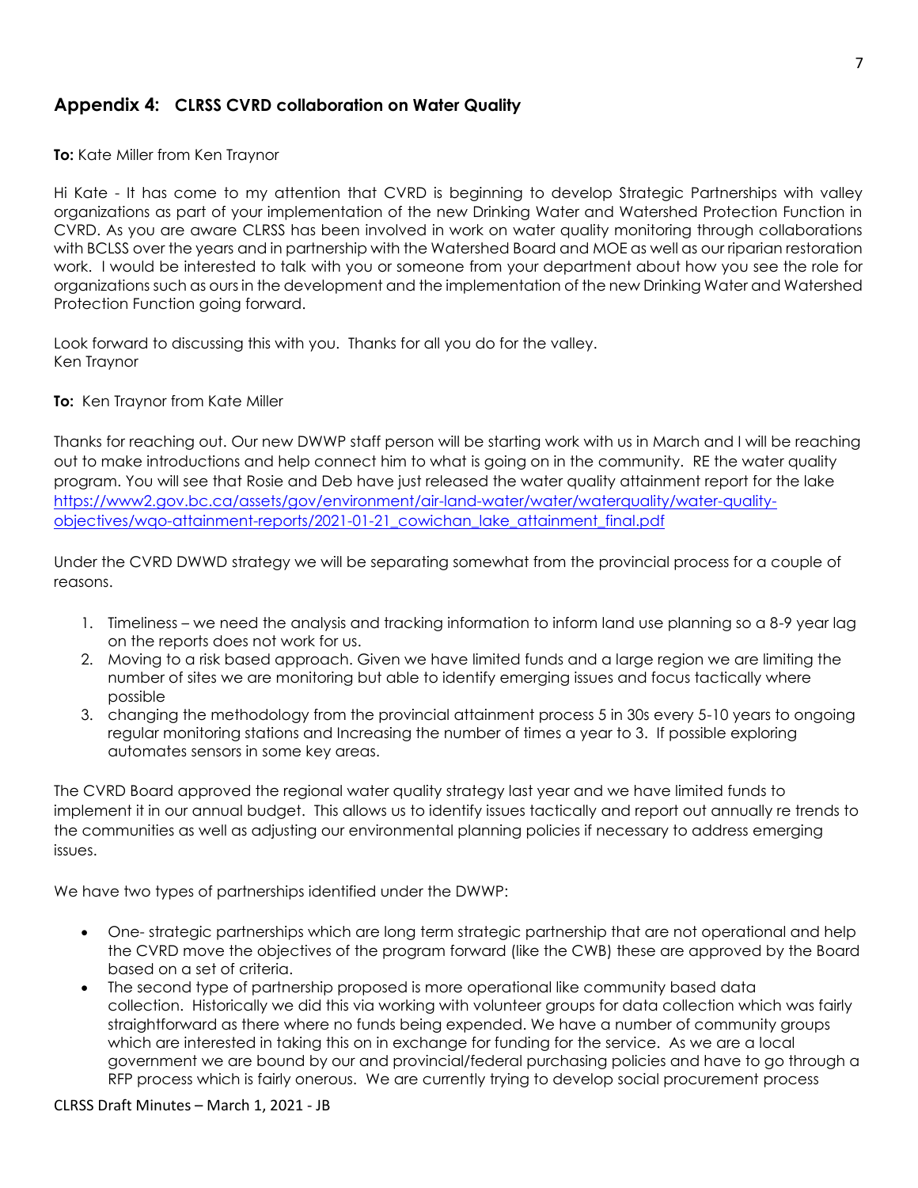## Appendix 4: CLRSS CVRD collaboration on Water Quality

**To:** Kate Miller from Ken Traynor

Hi Kate - It has come to my attention that CVRD is beginning to develop Strategic Partnerships with valley organizations as part of your implementation of the new Drinking Water and Watershed Protection Function in CVRD. As you are aware CLRSS has been involved in work on water quality monitoring through collaborations with BCLSS over the years and in partnership with the Watershed Board and MOE as well as our riparian restoration work. I would be interested to talk with you or someone from your department about how you see the role for organizations such as ours in the development and the implementation of the new Drinking Water and Watershed Protection Function going forward.

Look forward to discussing this with you. Thanks for all you do for the valley.
Ken Traynor

**To:** Ken Traynor from Kate Miller

Thanks for reaching out. Our new DWWP staff person will be starting work with us in March and I will be reaching out to make introductions and help connect him to what is going on in the community. RE the water quality program. You will see that Rosie and Deb have just released the water quality attainment report for the lake [https://www2.gov.bc.ca/assets/gov/environment/air-land-water/water/waterquality/water-quality-objectives/wqo-attainment-reports/2021-01-21_cowichan_lake_attainment_final.pdf](https://www2.gov.bc.ca/assets/gov/environment/air-land-water/water/waterquality/water-quality-objectives/wqo-attainment-reports/2021-01-21_cowichan_lake_attainment_final.pdf)

Under the CVRD DWWD strategy we will be separating somewhat from the provincial process for a couple of reasons.

1. Timeliness – we need the analysis and tracking information to inform land use planning so a 8-9 year lag on the reports does not work for us.
2. Moving to a risk based approach. Given we have limited funds and a large region we are limiting the number of sites we are monitoring but able to identify emerging issues and focus tactically where possible
3. changing the methodology from the provincial attainment process 5 in 30s every 5-10 years to ongoing regular monitoring stations and Increasing the number of times a year to 3. If possible exploring automates sensors in some key areas.

The CVRD Board approved the regional water quality strategy last year and we have limited funds to implement it in our annual budget. This allows us to identify issues tactically and report out annually re trends to the communities as well as adjusting our environmental planning policies if necessary to address emerging issues.

We have two types of partnerships identified under the DWWP:

- One- strategic partnerships which are long term strategic partnership that are not operational and help the CVRD move the objectives of the program forward (like the CWB) these are approved by the Board based on a set of criteria.
- The second type of partnership proposed is more operational like community based data collection. Historically we did this via working with volunteer groups for data collection which was fairly straightforward as there where no funds being expended. We have a number of community groups which are interested in taking this on in exchange for funding for the service. As we are a local government we are bound by our and provincial/federal purchasing policies and have to go through a RFP process which is fairly onerous. We are currently trying to develop social procurement process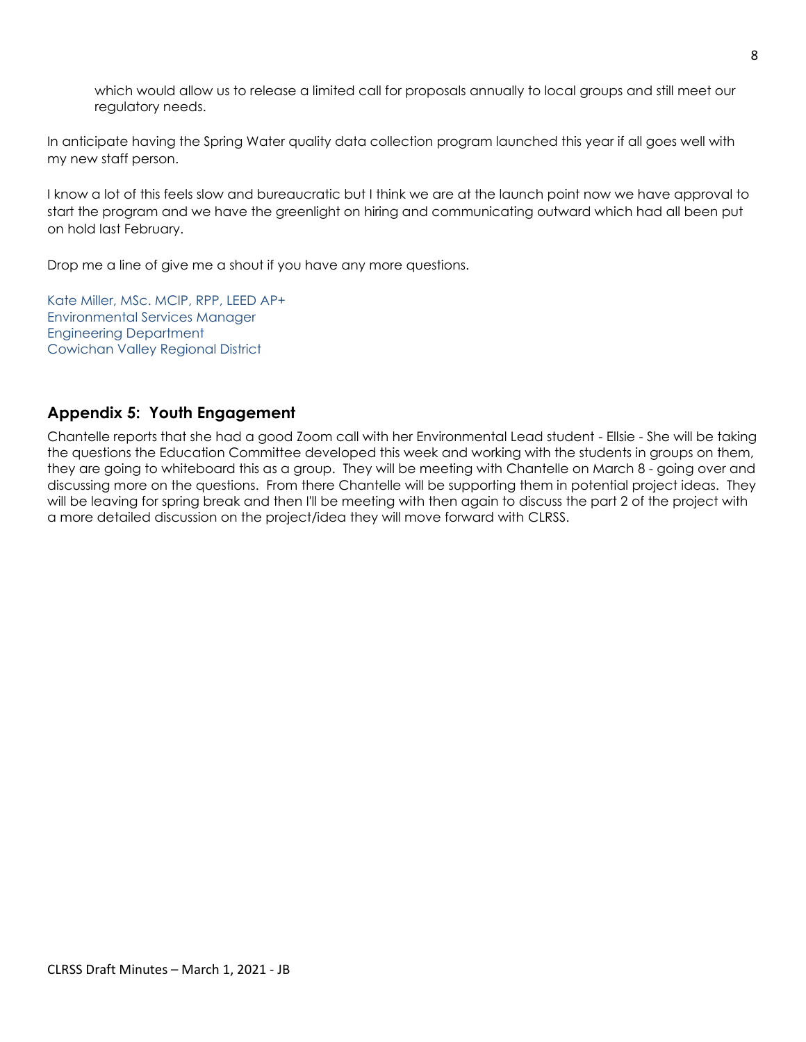which would allow us to release a limited call for proposals annually to local groups and still meet our regulatory needs.

In anticipate having the Spring Water quality data collection program launched this year if all goes well with my new staff person.

I know a lot of this feels slow and bureaucratic but I think we are at the launch point now we have approval to start the program and we have the greenlight on hiring and communicating outward which had all been put on hold last February.

Drop me a line of give me a shout if you have any more questions.

Kate Miller, MSc. MCIP, RPP, LEED AP+
Environmental Services Manager
Engineering Department
Cowichan Valley Regional District

## Appendix 5: Youth Engagement

Chantelle reports that she had a good Zoom call with her Environmental Lead student - Ellsie - She will be taking the questions the Education Committee developed this week and working with the students in groups on them, they are going to whiteboard this as a group. They will be meeting with Chantelle on March 8 - going over and discussing more on the questions. From there Chantelle will be supporting them in potential project ideas. They will be leaving for spring break and then I'll be meeting with then again to discuss the part 2 of the project with a more detailed discussion on the project/idea they will move forward with CLRSS.